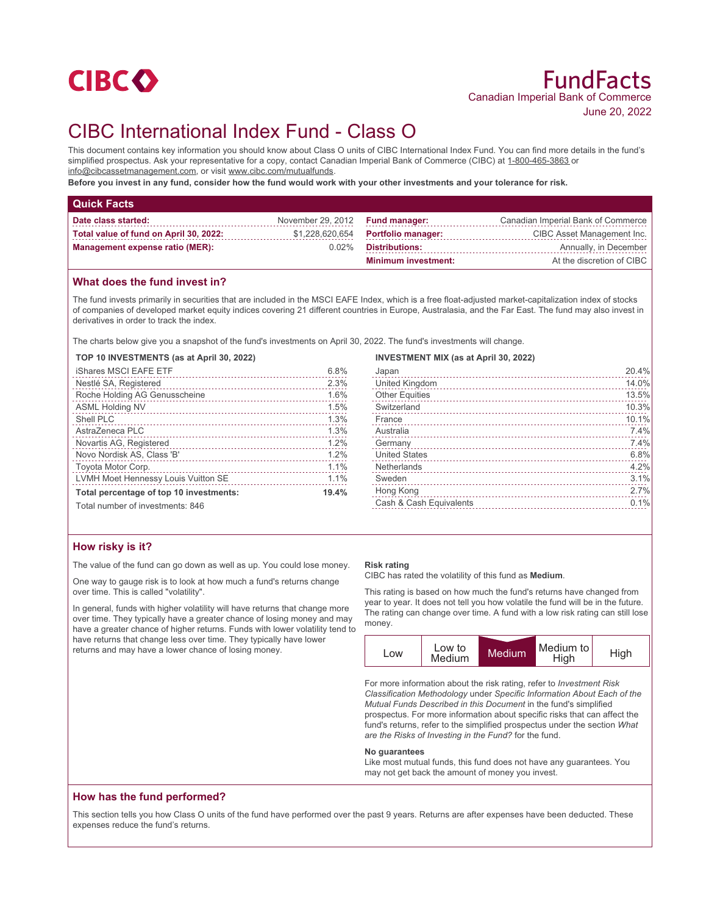CIBC

# FundFacts

Canadian Imperial Bank of Commerce

June 20, 2022

# CIBC International Index Fund - Class O

This document contains key information you should know about Class O units of CIBC International Index Fund. You can find more details in the fund's simplified prospectus. Ask your representative for a copy, contact Canadian Imperial Bank of Commerce (CIBC) at 1-800-465-3863 or info@cibcassetmanagement.com, or visit www.cibc.com/mutualfunds.

**Before you invest in any fund, consider how the fund would work with your other investments and your tolerance for risk.**

## Quick Facts

| | | | |
|---|---|---|---|
| **Date class started:** | November 29, 2012 | **Fund manager:** | Canadian Imperial Bank of Commerce |
| **Total value of fund on April 30, 2022:** | $1,228,620,654 | **Portfolio manager:** | CIBC Asset Management Inc. |
| **Management expense ratio (MER):** | 0.02% | **Distributions:** | Annually, in December |
| | | **Minimum investment:** | At the discretion of CIBC |

## What does the fund invest in?

The fund invests primarily in securities that are included in the MSCI EAFE Index, which is a free float-adjusted market-capitalization index of stocks of companies of developed market equity indices covering 21 different countries in Europe, Australasia, and the Far East. The fund may also invest in derivatives in order to track the index.

The charts below give you a snapshot of the fund's investments on April 30, 2022. The fund's investments will change.

**TOP 10 INVESTMENTS (as at April 30, 2022)**

| | |
|---|---|
| iShares MSCI EAFE ETF | 6.8% |
| Nestlé SA, Registered | 2.3% |
| Roche Holding AG Genusscheine | 1.6% |
| ASML Holding NV | 1.5% |
| Shell PLC | 1.3% |
| AstraZeneca PLC | 1.3% |
| Novartis AG, Registered | 1.2% |
| Novo Nordisk AS, Class 'B' | 1.2% |
| Toyota Motor Corp. | 1.1% |
| LVMH Moet Hennessy Louis Vuitton SE | 1.1% |
| **Total percentage of top 10 investments:** | **19.4%** |

Total number of investments: 846

**INVESTMENT MIX (as at April 30, 2022)**

| | |
|---|---|
| Japan | 20.4% |
| United Kingdom | 14.0% |
| Other Equities | 13.5% |
| Switzerland | 10.3% |
| France | 10.1% |
| Australia | 7.4% |
| Germany | 7.4% |
| United States | 6.8% |
| Netherlands | 4.2% |
| Sweden | 3.1% |
| Hong Kong | 2.7% |
| Cash & Cash Equivalents | 0.1% |

## How risky is it?

The value of the fund can go down as well as up. You could lose money.

One way to gauge risk is to look at how much a fund's returns change over time. This is called "volatility".

In general, funds with higher volatility will have returns that change more over time. They typically have a greater chance of losing money and may have a greater chance of higher returns. Funds with lower volatility tend to have returns that change less over time. They typically have lower returns and may have a lower chance of losing money.

**Risk rating**

CIBC has rated the volatility of this fund as **Medium**.

This rating is based on how much the fund's returns have changed from year to year. It does not tell you how volatile the fund will be in the future. The rating can change over time. A fund with a low risk rating can still lose money.

| Low | Low to Medium | **Medium** | Medium to High | High |
|---|---|---|---|---|

For more information about the risk rating, refer to *Investment Risk Classification Methodology* under *Specific Information About Each of the Mutual Funds Described in this Document* in the fund's simplified prospectus. For more information about specific risks that can affect the fund's returns, refer to the simplified prospectus under the section *What are the Risks of Investing in the Fund?* for the fund.

**No guarantees**

Like most mutual funds, this fund does not have any guarantees. You may not get back the amount of money you invest.

## How has the fund performed?

This section tells you how Class O units of the fund have performed over the past 9 years. Returns are after expenses have been deducted. These expenses reduce the fund's returns.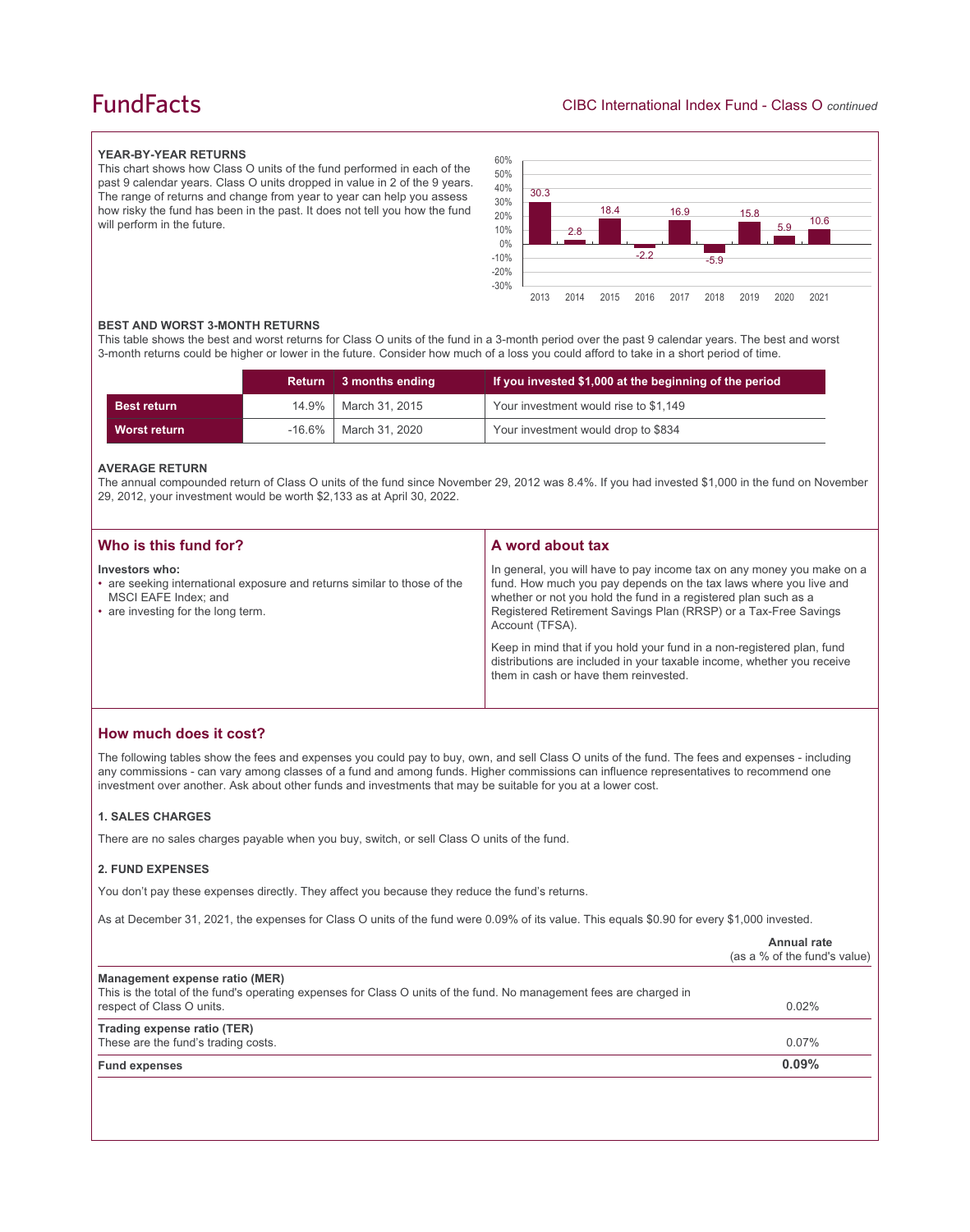## YEAR-BY-YEAR RETURNS

This chart shows how Class O units of the fund performed in each of the past 9 calendar years. Class O units dropped in value in 2 of the 9 years. The range of returns and change from year to year can help you assess how risky the fund has been in the past. It does not tell you how the fund will perform in the future.

| Year | Return (%) |
|---|---|
| 2013 | 30.3 |
| 2014 | 2.8 |
| 2015 | 18.4 |
| 2016 | -2.2 |
| 2017 | 16.9 |
| 2018 | -5.9 |
| 2019 | 15.8 |
| 2020 | 5.9 |
| 2021 | 10.6 |

## BEST AND WORST 3-MONTH RETURNS

This table shows the best and worst returns for Class O units of the fund in a 3-month period over the past 9 calendar years. The best and worst 3-month returns could be higher or lower in the future. Consider how much of a loss you could afford to take in a short period of time.

| | Return | 3 months ending | If you invested $1,000 at the beginning of the period |
|---|---|---|---|
| **Best return** | 14.9% | March 31, 2015 | Your investment would rise to $1,149 |
| **Worst return** | -16.6% | March 31, 2020 | Your investment would drop to $834 |

## AVERAGE RETURN

The annual compounded return of Class O units of the fund since November 29, 2012 was 8.4%. If you had invested $1,000 in the fund on November 29, 2012, your investment would be worth $2,133 as at April 30, 2022.

## Who is this fund for?

**Investors who:**

- are seeking international exposure and returns similar to those of the MSCI EAFE Index; and
- are investing for the long term.

## A word about tax

In general, you will have to pay income tax on any money you make on a fund. How much you pay depends on the tax laws where you live and whether or not you hold the fund in a registered plan such as a Registered Retirement Savings Plan (RRSP) or a Tax-Free Savings Account (TFSA).

Keep in mind that if you hold your fund in a non-registered plan, fund distributions are included in your taxable income, whether you receive them in cash or have them reinvested.

## How much does it cost?

The following tables show the fees and expenses you could pay to buy, own, and sell Class O units of the fund. The fees and expenses - including any commissions - can vary among classes of a fund and among funds. Higher commissions can influence representatives to recommend one investment over another. Ask about other funds and investments that may be suitable for you at a lower cost.

### 1. SALES CHARGES

There are no sales charges payable when you buy, switch, or sell Class O units of the fund.

### 2. FUND EXPENSES

You don't pay these expenses directly. They affect you because they reduce the fund's returns.

As at December 31, 2021, the expenses for Class O units of the fund were 0.09% of its value. This equals $0.90 for every $1,000 invested.

| | Annual rate (as a % of the fund's value) |
|---|---|
| **Management expense ratio (MER)**<br>This is the total of the fund's operating expenses for Class O units of the fund. No management fees are charged in respect of Class O units. | 0.02% |
| **Trading expense ratio (TER)**<br>These are the fund's trading costs. | 0.07% |
| **Fund expenses** | **0.09%** |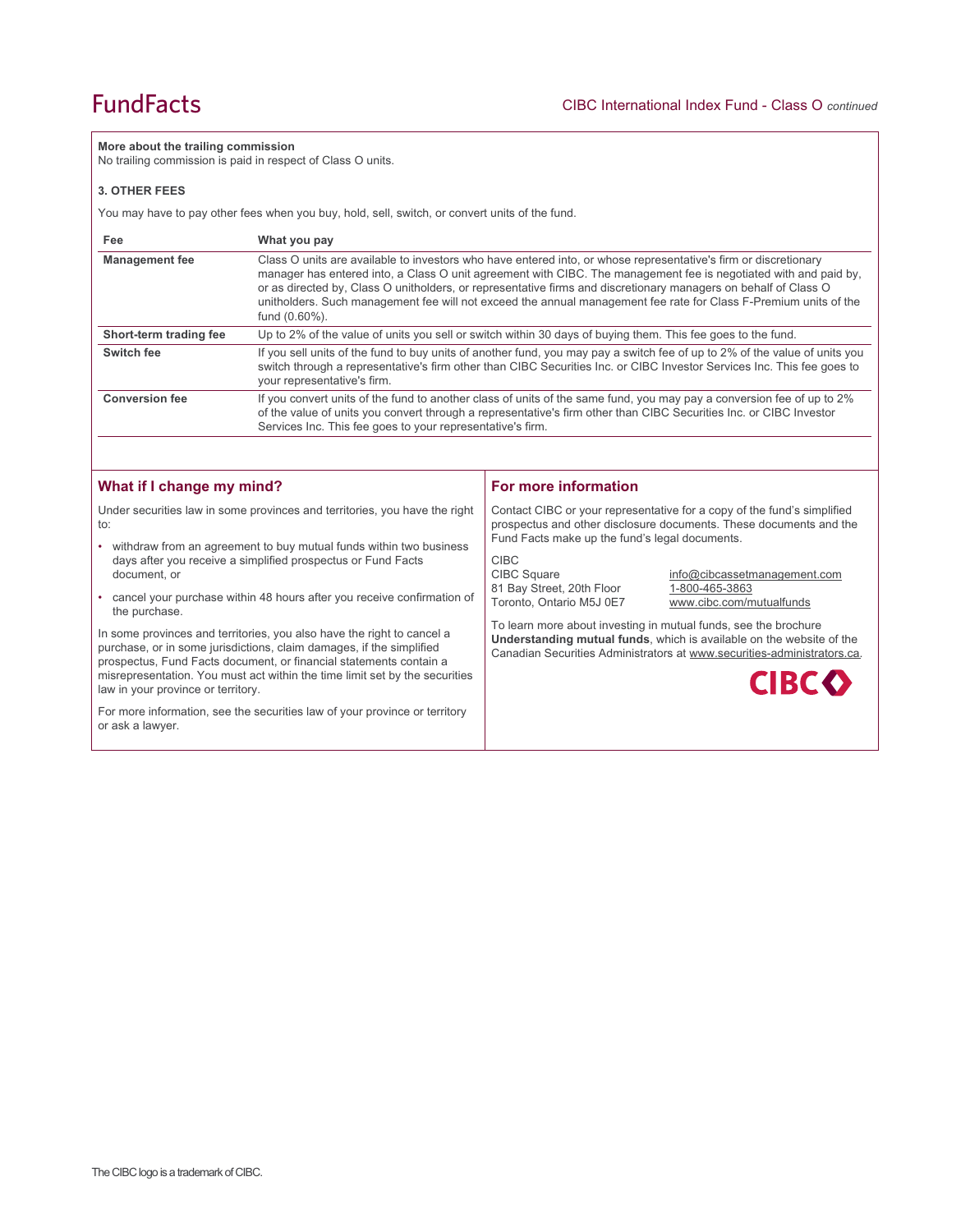**More about the trailing commission**
No trailing commission is paid in respect of Class O units.

**3. OTHER FEES**

You may have to pay other fees when you buy, hold, sell, switch, or convert units of the fund.

| Fee | What you pay |
|---|---|
| **Management fee** | Class O units are available to investors who have entered into, or whose representative's firm or discretionary manager has entered into, a Class O unit agreement with CIBC. The management fee is negotiated with and paid by, or as directed by, Class O unitholders, or representative firms and discretionary managers on behalf of Class O unitholders. Such management fee will not exceed the annual management fee rate for Class F-Premium units of the fund (0.60%). |
| **Short-term trading fee** | Up to 2% of the value of units you sell or switch within 30 days of buying them. This fee goes to the fund. |
| **Switch fee** | If you sell units of the fund to buy units of another fund, you may pay a switch fee of up to 2% of the value of units you switch through a representative's firm other than CIBC Securities Inc. or CIBC Investor Services Inc. This fee goes to your representative's firm. |
| **Conversion fee** | If you convert units of the fund to another class of units of the same fund, you may pay a conversion fee of up to 2% of the value of units you convert through a representative's firm other than CIBC Securities Inc. or CIBC Investor Services Inc. This fee goes to your representative's firm. |

## What if I change my mind?

Under securities law in some provinces and territories, you have the right to:

- withdraw from an agreement to buy mutual funds within two business days after you receive a simplified prospectus or Fund Facts document, or
- cancel your purchase within 48 hours after you receive confirmation of the purchase.

In some provinces and territories, you also have the right to cancel a purchase, or in some jurisdictions, claim damages, if the simplified prospectus, Fund Facts document, or financial statements contain a misrepresentation. You must act within the time limit set by the securities law in your province or territory.

For more information, see the securities law of your province or territory or ask a lawyer.

## For more information

Contact CIBC or your representative for a copy of the fund's simplified prospectus and other disclosure documents. These documents and the Fund Facts make up the fund's legal documents.

CIBC
CIBC Square
81 Bay Street, 20th Floor
Toronto, Ontario M5J 0E7

info@cibcassetmanagement.com
1-800-465-3863
www.cibc.com/mutualfunds

To learn more about investing in mutual funds, see the brochure **Understanding mutual funds**, which is available on the website of the Canadian Securities Administrators at www.securities-administrators.ca.

The CIBC logo is a trademark of CIBC.